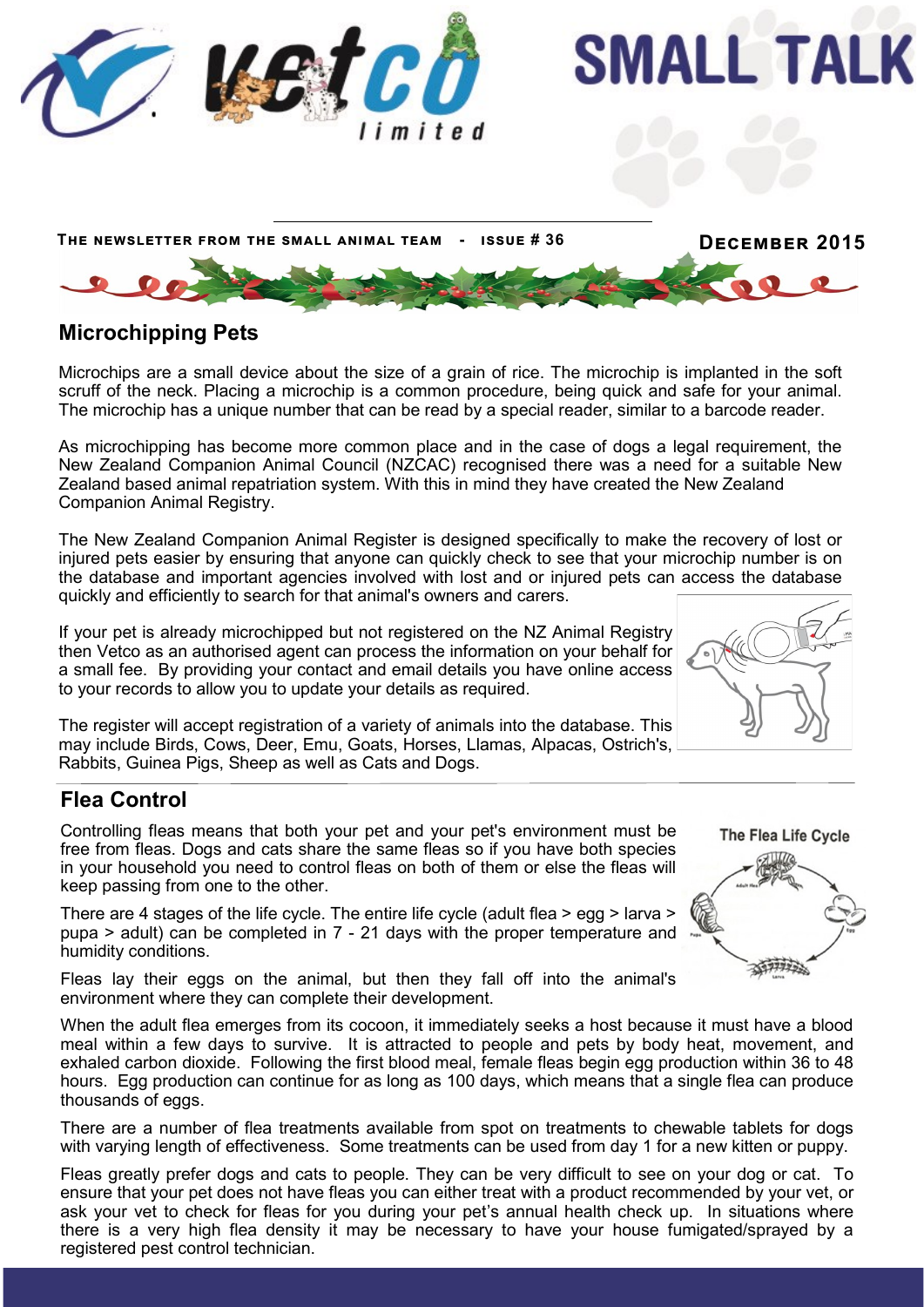# SMALL TALK

THE NEWSLETTER FROM THE SMALL ANIMAL TEAM - ISSUE # 36

DECEMBER 2015

## Microchipping Pets

Microchips are a small device about the size of a grain of rice. The microchip is implanted in the soft scruff of the neck. Placing a microchip is a common procedure, being quick and safe for your animal. The microchip has a unique number that can be read by a special reader, similar to a barcode reader.

As microchipping has become more common place and in the case of dogs a legal requirement, the New Zealand Companion Animal Council (NZCAC) recognised there was a need for a suitable New Zealand based animal repatriation system. With this in mind they have created the New Zealand Companion Animal Registry.

The New Zealand Companion Animal Register is designed specifically to make the recovery of lost or injured pets easier by ensuring that anyone can quickly check to see that your microchip number is on the database and important agencies involved with lost and or injured pets can access the database quickly and efficiently to search for that animal's owners and carers.

If your pet is already microchipped but not registered on the NZ Animal Registry then Vetco as an authorised agent can process the information on your behalf for a small fee. By providing your contact and email details you have online access to your records to allow you to update your details as required.

The register will accept registration of a variety of animals into the database. This may include Birds, Cows, Deer, Emu, Goats, Horses, Llamas, Alpacas, Ostrich's, Rabbits, Guinea Pigs, Sheep as well as Cats and Dogs.

## Flea Control

Controlling fleas means that both your pet and your pet's environment must be free from fleas. Dogs and cats share the same fleas so if you have both species in your household you need to control fleas on both of them or else the fleas will keep passing from one to the other.

There are 4 stages of the life cycle. The entire life cycle (adult flea > egg > larva > pupa > adult) can be completed in 7 - 21 days with the proper temperature and humidity conditions.

Fleas lay their eggs on the animal, but then they fall off into the animal's environment where they can complete their development.

The Flea Life Cycle

When the adult flea emerges from its cocoon, it immediately seeks a host because it must have a blood meal within a few days to survive. It is attracted to people and pets by body heat, movement, and exhaled carbon dioxide. Following the first blood meal, female fleas begin egg production within 36 to 48 hours. Egg production can continue for as long as 100 days, which means that a single flea can produce thousands of eggs.

There are a number of flea treatments available from spot on treatments to chewable tablets for dogs with varying length of effectiveness. Some treatments can be used from day 1 for a new kitten or puppy.

Fleas greatly prefer dogs and cats to people. They can be very difficult to see on your dog or cat. To ensure that your pet does not have fleas you can either treat with a product recommended by your vet, or ask your vet to check for fleas for you during your pet's annual health check up. In situations where there is a very high flea density it may be necessary to have your house fumigated/sprayed by a registered pest control technician.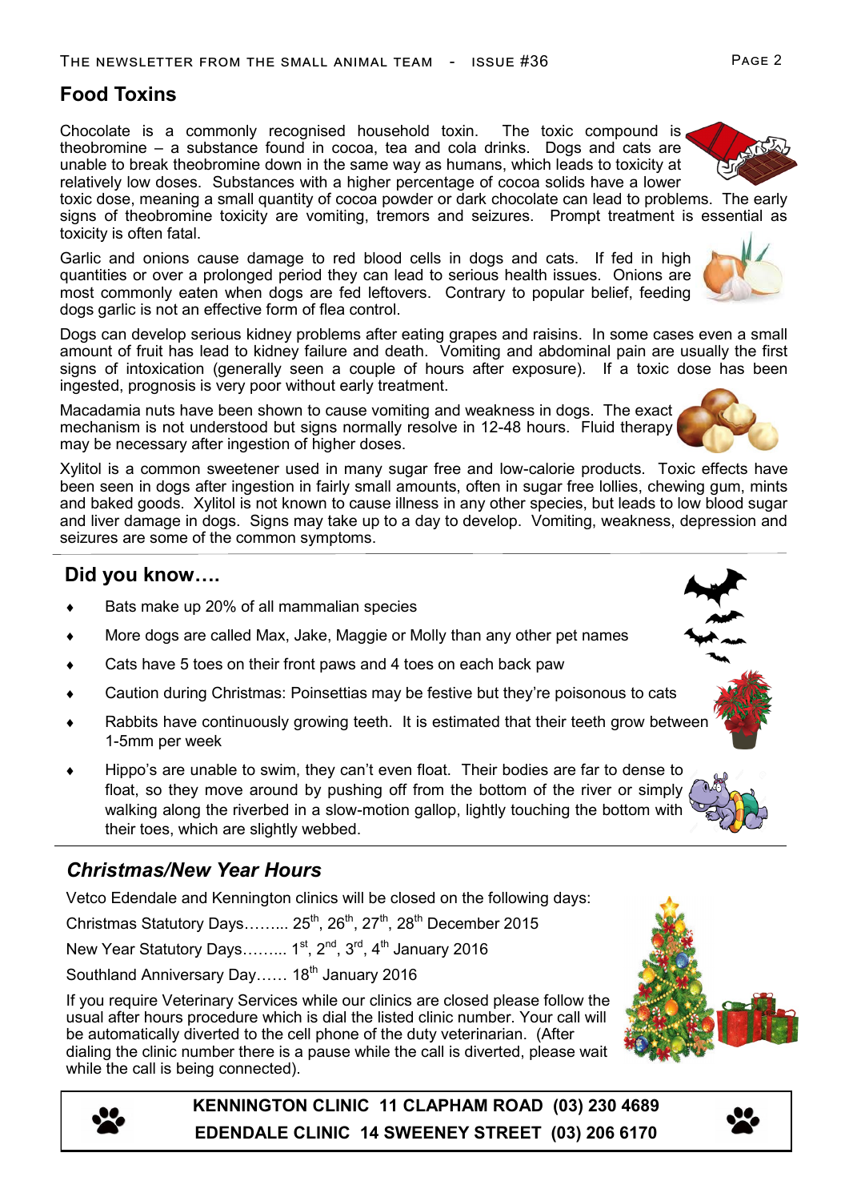## Food Toxins

Chocolate is a commonly recognised household toxin. The toxic compound is theobromine – a substance found in cocoa, tea and cola drinks. Dogs and cats are unable to break theobromine down in the same way as humans, which leads to toxicity at relatively low doses. Substances with a higher percentage of cocoa solids have a lower toxic dose, meaning a small quantity of cocoa powder or dark chocolate can lead to problems. The early signs of theobromine toxicity are vomiting, tremors and seizures. Prompt treatment is essential as toxicity is often fatal.

Garlic and onions cause damage to red blood cells in dogs and cats. If fed in high quantities or over a prolonged period they can lead to serious health issues. Onions are most commonly eaten when dogs are fed leftovers. Contrary to popular belief, feeding dogs garlic is not an effective form of flea control.

Dogs can develop serious kidney problems after eating grapes and raisins. In some cases even a small amount of fruit has lead to kidney failure and death. Vomiting and abdominal pain are usually the first signs of intoxication (generally seen a couple of hours after exposure). If a toxic dose has been ingested, prognosis is very poor without early treatment.

Macadamia nuts have been shown to cause vomiting and weakness in dogs. The exact mechanism is not understood but signs normally resolve in 12-48 hours. Fluid therapy may be necessary after ingestion of higher doses.

Xylitol is a common sweetener used in many sugar free and low-calorie products. Toxic effects have been seen in dogs after ingestion in fairly small amounts, often in sugar free lollies, chewing gum, mints and baked goods. Xylitol is not known to cause illness in any other species, but leads to low blood sugar and liver damage in dogs. Signs may take up to a day to develop. Vomiting, weakness, depression and seizures are some of the common symptoms.

## Did you know….

- Bats make up 20% of all mammalian species
- More dogs are called Max, Jake, Maggie or Molly than any other pet names
- Cats have 5 toes on their front paws and 4 toes on each back paw
- Caution during Christmas: Poinsettias may be festive but they're poisonous to cats
- Rabbits have continuously growing teeth. It is estimated that their teeth grow between 1-5mm per week
- Hippo's are unable to swim, they can't even float. Their bodies are far to dense to float, so they move around by pushing off from the bottom of the river or simply walking along the riverbed in a slow-motion gallop, lightly touching the bottom with their toes, which are slightly webbed.

## *Christmas/New Year Hours*

Vetco Edendale and Kennington clinics will be closed on the following days:

Christmas Statutory Days……... 25th, 26th, 27th, 28th December 2015

New Year Statutory Days……... 1st, 2nd, 3rd, 4th January 2016

Southland Anniversary Day…… 18th January 2016

If you require Veterinary Services while our clinics are closed please follow the usual after hours procedure which is dial the listed clinic number. Your call will be automatically diverted to the cell phone of the duty veterinarian. (After dialing the clinic number there is a pause while the call is diverted, please wait while the call is being connected).

**KENNINGTON CLINIC 11 CLAPHAM ROAD (03) 230 4689**

**EDENDALE CLINIC 14 SWEENEY STREET (03) 206 6170**